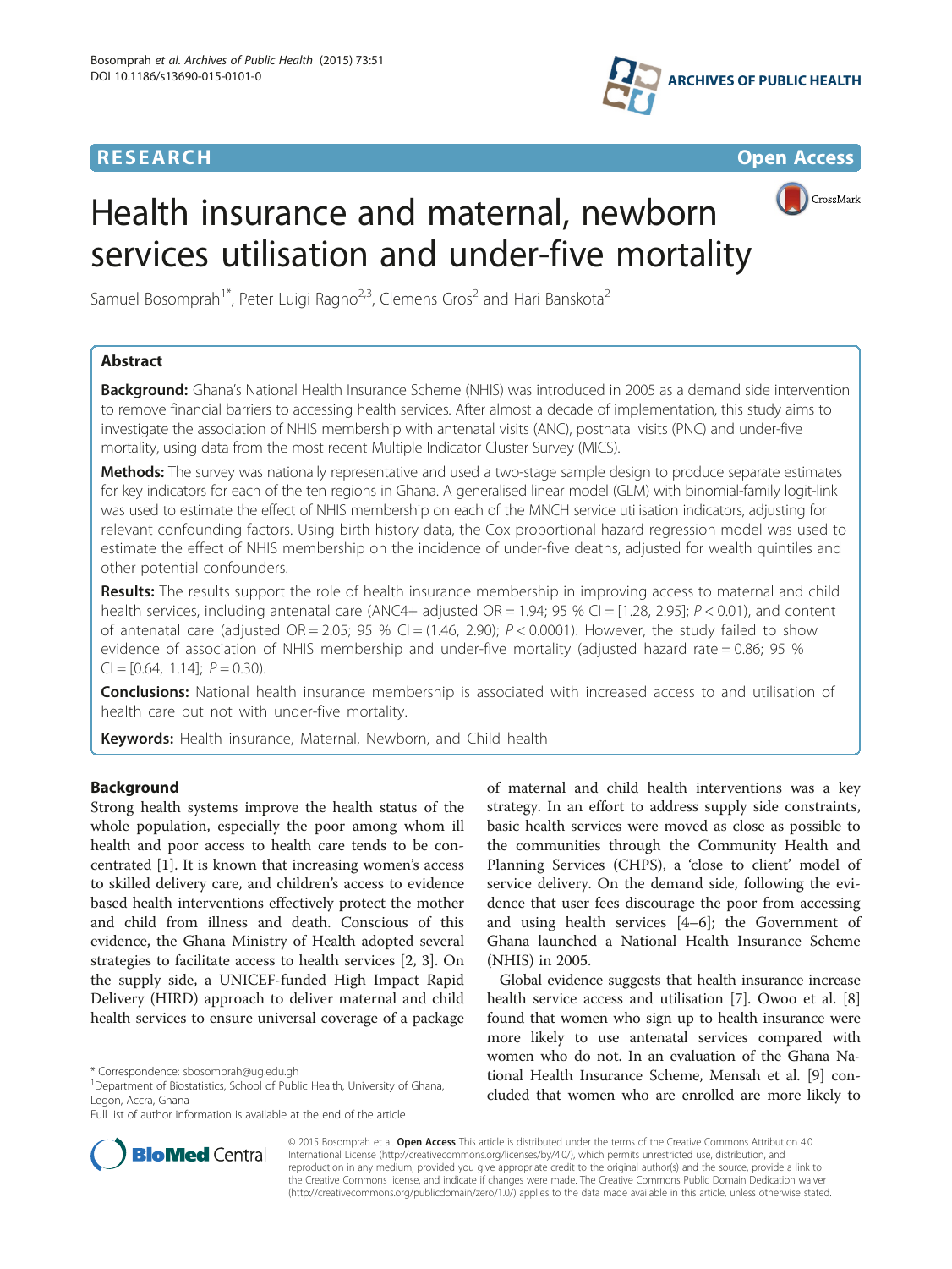**RESEARCH** **Open Access**

# Health insurance and maternal, newborn services utilisation and under-five mortality

Samuel Bosomprah[1*], Peter Luigi Ragno[2,3], Clemens Gros[2] and Hari Banskota[2]

## Abstract

**Background:** Ghana's National Health Insurance Scheme (NHIS) was introduced in 2005 as a demand side intervention to remove financial barriers to accessing health services. After almost a decade of implementation, this study aims to investigate the association of NHIS membership with antenatal visits (ANC), postnatal visits (PNC) and under-five mortality, using data from the most recent Multiple Indicator Cluster Survey (MICS).

**Methods:** The survey was nationally representative and used a two-stage sample design to produce separate estimates for key indicators for each of the ten regions in Ghana. A generalised linear model (GLM) with binomial-family logit-link was used to estimate the effect of NHIS membership on each of the MNCH service utilisation indicators, adjusting for relevant confounding factors. Using birth history data, the Cox proportional hazard regression model was used to estimate the effect of NHIS membership on the incidence of under-five deaths, adjusted for wealth quintiles and other potential confounders.

**Results:** The results support the role of health insurance membership in improving access to maternal and child health services, including antenatal care (ANC4+ adjusted OR = 1.94; 95 % CI = [1.28, 2.95]; $P < 0.01$), and content of antenatal care (adjusted OR = 2.05; 95 % CI = (1.46, 2.90); $P < 0.0001$). However, the study failed to show evidence of association of NHIS membership and under-five mortality (adjusted hazard rate = 0.86; 95 % CI = [0.64, 1.14]; $P = 0.30$).

**Conclusions:** National health insurance membership is associated with increased access to and utilisation of health care but not with under-five mortality.

**Keywords:** Health insurance, Maternal, Newborn, and Child health

## Background

Strong health systems improve the health status of the whole population, especially the poor among whom ill health and poor access to health care tends to be concentrated [1]. It is known that increasing women's access to skilled delivery care, and children's access to evidence based health interventions effectively protect the mother and child from illness and death. Conscious of this evidence, the Ghana Ministry of Health adopted several strategies to facilitate access to health services [2, 3]. On the supply side, a UNICEF-funded High Impact Rapid Delivery (HIRD) approach to deliver maternal and child health services to ensure universal coverage of a package of maternal and child health interventions was a key strategy. In an effort to address supply side constraints, basic health services were moved as close as possible to the communities through the Community Health and Planning Services (CHPS), a 'close to client' model of service delivery. On the demand side, following the evidence that user fees discourage the poor from accessing and using health services [4–6]; the Government of Ghana launched a National Health Insurance Scheme (NHIS) in 2005.

Global evidence suggests that health insurance increase health service access and utilisation [7]. Owoo et al. [8] found that women who sign up to health insurance were more likely to use antenatal services compared with women who do not. In an evaluation of the Ghana National Health Insurance Scheme, Mensah et al. [9] concluded that women who are enrolled are more likely to

\* Correspondence: sbosomprah@ug.edu.gh
[1]Department of Biostatistics, School of Public Health, University of Ghana, Legon, Accra, Ghana
Full list of author information is available at the end of the article

© 2015 Bosomprah et al. **Open Access** This article is distributed under the terms of the Creative Commons Attribution 4.0 International License (http://creativecommons.org/licenses/by/4.0/), which permits unrestricted use, distribution, and reproduction in any medium, provided you give appropriate credit to the original author(s) and the source, provide a link to the Creative Commons license, and indicate if changes were made. The Creative Commons Public Domain Dedication waiver (http://creativecommons.org/publicdomain/zero/1.0/) applies to the data made available in this article, unless otherwise stated.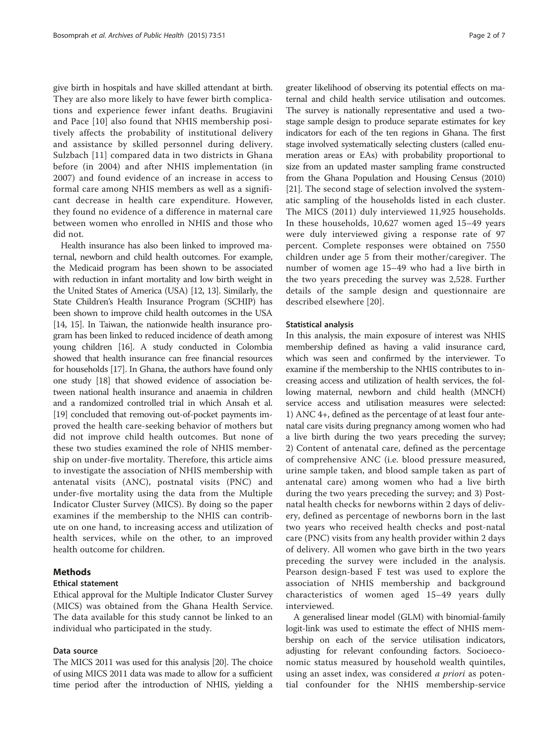give birth in hospitals and have skilled attendant at birth. They are also more likely to have fewer birth complications and experience fewer infant deaths. Brugiavini and Pace [10] also found that NHIS membership positively affects the probability of institutional delivery and assistance by skilled personnel during delivery. Sulzbach [11] compared data in two districts in Ghana before (in 2004) and after NHIS implementation (in 2007) and found evidence of an increase in access to formal care among NHIS members as well as a significant decrease in health care expenditure. However, they found no evidence of a difference in maternal care between women who enrolled in NHIS and those who did not.

Health insurance has also been linked to improved maternal, newborn and child health outcomes. For example, the Medicaid program has been shown to be associated with reduction in infant mortality and low birth weight in the United States of America (USA) [12, 13]. Similarly, the State Children's Health Insurance Program (SCHIP) has been shown to improve child health outcomes in the USA [14, 15]. In Taiwan, the nationwide health insurance program has been linked to reduced incidence of death among young children [16]. A study conducted in Colombia showed that health insurance can free financial resources for households [17]. In Ghana, the authors have found only one study [18] that showed evidence of association between national health insurance and anaemia in children and a randomized controlled trial in which Ansah et al. [19] concluded that removing out-of-pocket payments improved the health care-seeking behavior of mothers but did not improve child health outcomes. But none of these two studies examined the role of NHIS membership on under-five mortality. Therefore, this article aims to investigate the association of NHIS membership with antenatal visits (ANC), postnatal visits (PNC) and under-five mortality using the data from the Multiple Indicator Cluster Survey (MICS). By doing so the paper examines if the membership to the NHIS can contribute on one hand, to increasing access and utilization of health services, while on the other, to an improved health outcome for children.

## Methods

### Ethical statement

Ethical approval for the Multiple Indicator Cluster Survey (MICS) was obtained from the Ghana Health Service. The data available for this study cannot be linked to an individual who participated in the study.

### Data source

The MICS 2011 was used for this analysis [20]. The choice of using MICS 2011 data was made to allow for a sufficient time period after the introduction of NHIS, yielding a greater likelihood of observing its potential effects on maternal and child health service utilisation and outcomes. The survey is nationally representative and used a two-stage sample design to produce separate estimates for key indicators for each of the ten regions in Ghana. The first stage involved systematically selecting clusters (called enumeration areas or EAs) with probability proportional to size from an updated master sampling frame constructed from the Ghana Population and Housing Census (2010) [21]. The second stage of selection involved the systematic sampling of the households listed in each cluster. The MICS (2011) duly interviewed 11,925 households. In these households, 10,627 women aged 15–49 years were duly interviewed giving a response rate of 97 percent. Complete responses were obtained on 7550 children under age 5 from their mother/caregiver. The number of women age 15–49 who had a live birth in the two years preceding the survey was 2,528. Further details of the sample design and questionnaire are described elsewhere [20].

### Statistical analysis

In this analysis, the main exposure of interest was NHIS membership defined as having a valid insurance card, which was seen and confirmed by the interviewer. To examine if the membership to the NHIS contributes to increasing access and utilization of health services, the following maternal, newborn and child health (MNCH) service access and utilisation measures were selected: 1) ANC 4+, defined as the percentage of at least four antenatal care visits during pregnancy among women who had a live birth during the two years preceding the survey; 2) Content of antenatal care, defined as the percentage of comprehensive ANC (i.e. blood pressure measured, urine sample taken, and blood sample taken as part of antenatal care) among women who had a live birth during the two years preceding the survey; and 3) Postnatal health checks for newborns within 2 days of delivery, defined as percentage of newborns born in the last two years who received health checks and post-natal care (PNC) visits from any health provider within 2 days of delivery. All women who gave birth in the two years preceding the survey were included in the analysis. Pearson design-based F test was used to explore the association of NHIS membership and background characteristics of women aged 15–49 years dully interviewed.

A generalised linear model (GLM) with binomial-family logit-link was used to estimate the effect of NHIS membership on each of the service utilisation indicators, adjusting for relevant confounding factors. Socioeconomic status measured by household wealth quintiles, using an asset index, was considered *a priori* as potential confounder for the NHIS membership-service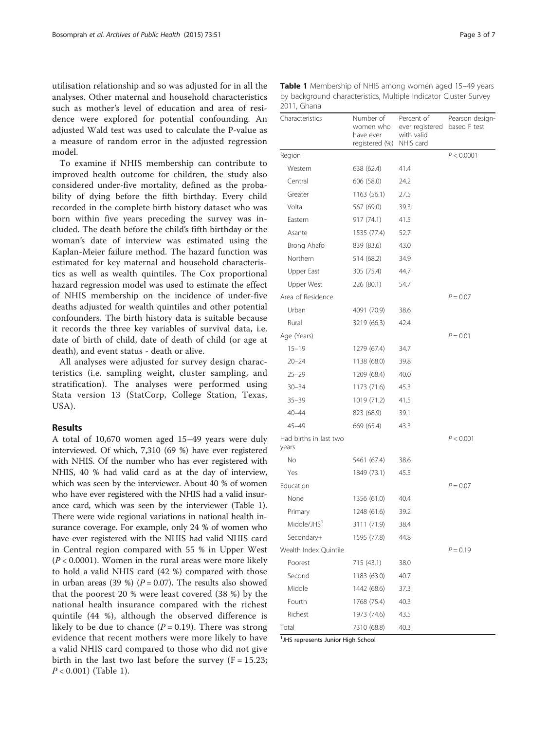utilisation relationship and so was adjusted for in all the analyses. Other maternal and household characteristics such as mother's level of education and area of residence were explored for potential confounding. An adjusted Wald test was used to calculate the P-value as a measure of random error in the adjusted regression model.

To examine if NHIS membership can contribute to improved health outcome for children, the study also considered under-five mortality, defined as the probability of dying before the fifth birthday. Every child recorded in the complete birth history dataset who was born within five years preceding the survey was included. The death before the child's fifth birthday or the woman's date of interview was estimated using the Kaplan-Meier failure method. The hazard function was estimated for key maternal and household characteristics as well as wealth quintiles. The Cox proportional hazard regression model was used to estimate the effect of NHIS membership on the incidence of under-five deaths adjusted for wealth quintiles and other potential confounders. The birth history data is suitable because it records the three key variables of survival data, i.e. date of birth of child, date of death of child (or age at death), and event status - death or alive.

All analyses were adjusted for survey design characteristics (i.e. sampling weight, cluster sampling, and stratification). The analyses were performed using Stata version 13 (StatCorp, College Station, Texas, USA).

## Results

A total of 10,670 women aged 15–49 years were duly interviewed. Of which, 7,310 (69 %) have ever registered with NHIS. Of the number who has ever registered with NHIS, 40 % had valid card as at the day of interview, which was seen by the interviewer. About 40 % of women who have ever registered with the NHIS had a valid insurance card, which was seen by the interviewer (Table 1). There were wide regional variations in national health insurance coverage. For example, only 24 % of women who have ever registered with the NHIS had valid NHIS card in Central region compared with 55 % in Upper West ($P < 0.0001$). Women in the rural areas were more likely to hold a valid NHIS card (42 %) compared with those in urban areas (39 %) ($P = 0.07$). The results also showed that the poorest 20 % were least covered (38 %) by the national health insurance compared with the richest quintile (44 %), although the observed difference is likely to be due to chance ($P = 0.19$). There was strong evidence that recent mothers were more likely to have a valid NHIS card compared to those who did not give birth in the last two last before the survey ($F = 15.23$; $P < 0.001$) (Table 1).

**Table 1** Membership of NHIS among women aged 15–49 years by background characteristics, Multiple Indicator Cluster Survey 2011, Ghana

| Characteristics | Number of women who have ever registered (%) | Percent of ever registered with valid NHIS card | Pearson design-based F test |
|---|---|---|---|
| Region | | | $P < 0.0001$ |
| Western | 638 (62.4) | 41.4 | |
| Central | 606 (58.0) | 24.2 | |
| Greater | 1163 (56.1) | 27.5 | |
| Volta | 567 (69.0) | 39.3 | |
| Eastern | 917 (74.1) | 41.5 | |
| Asante | 1535 (77.4) | 52.7 | |
| Brong Ahafo | 839 (83.6) | 43.0 | |
| Northern | 514 (68.2) | 34.9 | |
| Upper East | 305 (75.4) | 44.7 | |
| Upper West | 226 (80.1) | 54.7 | |
| Area of Residence | | | $P = 0.07$ |
| Urban | 4091 (70.9) | 38.6 | |
| Rural | 3219 (66.3) | 42.4 | |
| Age (Years) | | | $P = 0.01$ |
| 15–19 | 1279 (67.4) | 34.7 | |
| 20–24 | 1138 (68.0) | 39.8 | |
| 25–29 | 1209 (68.4) | 40.0 | |
| 30–34 | 1173 (71.6) | 45.3 | |
| 35–39 | 1019 (71.2) | 41.5 | |
| 40–44 | 823 (68.9) | 39.1 | |
| 45–49 | 669 (65.4) | 43.3 | |
| Had births in last two years | | | $P < 0.001$ |
| No | 5461 (67.4) | 38.6 | |
| Yes | 1849 (73.1) | 45.5 | |
| Education | | | $P = 0.07$ |
| None | 1356 (61.0) | 40.4 | |
| Primary | 1248 (61.6) | 39.2 | |
| Middle/JHS[1] | 3111 (71.9) | 38.4 | |
| Secondary+ | 1595 (77.8) | 44.8 | |
| Wealth Index Quintile | | | $P = 0.19$ |
| Poorest | 715 (43.1) | 38.0 | |
| Second | 1183 (63.0) | 40.7 | |
| Middle | 1442 (68.6) | 37.3 | |
| Fourth | 1768 (75.4) | 40.3 | |
| Richest | 1973 (74.6) | 43.5 | |
| Total | 7310 (68.8) | 40.3 | |

[1]JHS represents Junior High School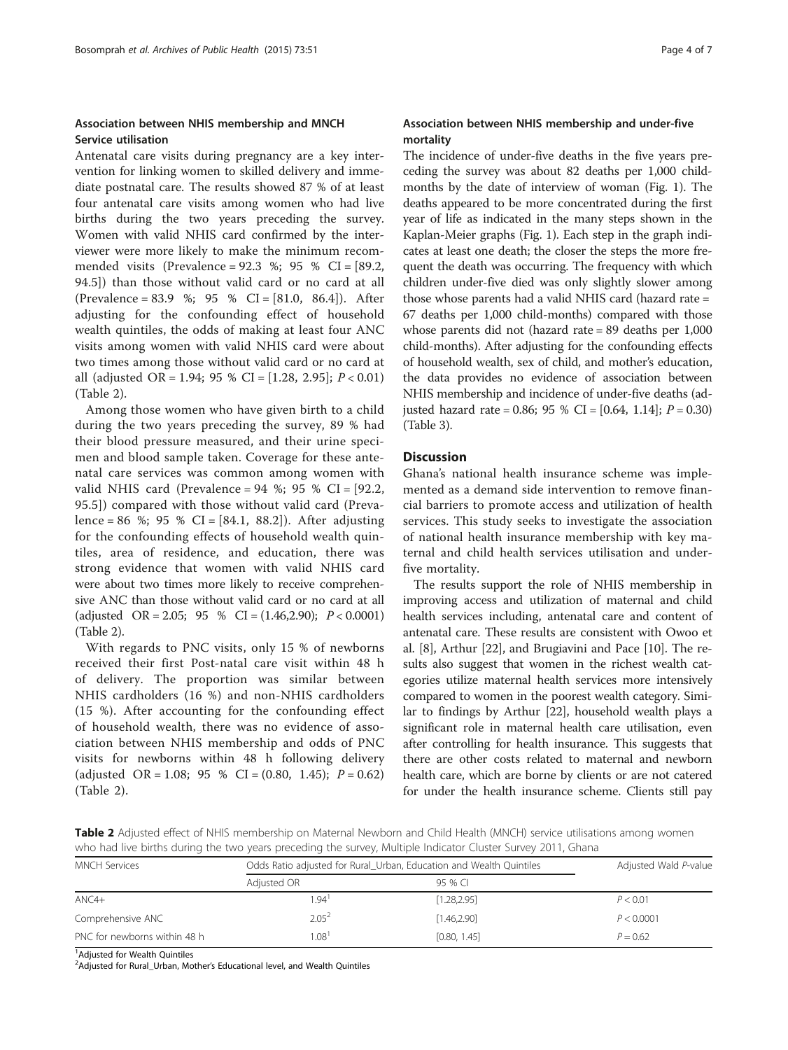### Association between NHIS membership and MNCH Service utilisation

Antenatal care visits during pregnancy are a key intervention for linking women to skilled delivery and immediate postnatal care. The results showed 87 % of at least four antenatal care visits among women who had live births during the two years preceding the survey. Women with valid NHIS card confirmed by the interviewer were more likely to make the minimum recommended visits (Prevalence = 92.3 %; 95 % CI = [89.2, 94.5]) than those without valid card or no card at all (Prevalence = 83.9 %; 95 % CI = [81.0, 86.4]). After adjusting for the confounding effect of household wealth quintiles, the odds of making at least four ANC visits among women with valid NHIS card were about two times among those without valid card or no card at all (adjusted OR = 1.94; 95 % CI = [1.28, 2.95]; $P < 0.01$) (Table 2).

Among those women who have given birth to a child during the two years preceding the survey, 89 % had their blood pressure measured, and their urine specimen and blood sample taken. Coverage for these antenatal care services was common among women with valid NHIS card (Prevalence = 94 %; 95 % CI = [92.2, 95.5]) compared with those without valid card (Prevalence = 86 %; 95 % CI = [84.1, 88.2]). After adjusting for the confounding effects of household wealth quintiles, area of residence, and education, there was strong evidence that women with valid NHIS card were about two times more likely to receive comprehensive ANC than those without valid card or no card at all (adjusted OR = 2.05; 95 % CI = (1.46,2.90); $P < 0.0001$) (Table 2).

With regards to PNC visits, only 15 % of newborns received their first Post-natal care visit within 48 h of delivery. The proportion was similar between NHIS cardholders (16 %) and non-NHIS cardholders (15 %). After accounting for the confounding effect of household wealth, there was no evidence of association between NHIS membership and odds of PNC visits for newborns within 48 h following delivery (adjusted OR = 1.08; 95 % CI = (0.80, 1.45); $P = 0.62$) (Table 2).

### Association between NHIS membership and under-five mortality

The incidence of under-five deaths in the five years preceding the survey was about 82 deaths per 1,000 child-months by the date of interview of woman (Fig. 1). The deaths appeared to be more concentrated during the first year of life as indicated in the many steps shown in the Kaplan-Meier graphs (Fig. 1). Each step in the graph indicates at least one death; the closer the steps the more frequent the death was occurring. The frequency with which children under-five died was only slightly slower among those whose parents had a valid NHIS card (hazard rate = 67 deaths per 1,000 child-months) compared with those whose parents did not (hazard rate = 89 deaths per 1,000 child-months). After adjusting for the confounding effects of household wealth, sex of child, and mother's education, the data provides no evidence of association between NHIS membership and incidence of under-five deaths (adjusted hazard rate = 0.86; 95 % CI = [0.64, 1.14]; $P = 0.30$) (Table 3).

## Discussion

Ghana's national health insurance scheme was implemented as a demand side intervention to remove financial barriers to promote access and utilization of health services. This study seeks to investigate the association of national health insurance membership with key maternal and child health services utilisation and under-five mortality.

The results support the role of NHIS membership in improving access and utilization of maternal and child health services including, antenatal care and content of antenatal care. These results are consistent with Owoo et al. [8], Arthur [22], and Brugiavini and Pace [10]. The results also suggest that women in the richest wealth categories utilize maternal health services more intensively compared to women in the poorest wealth category. Similar to findings by Arthur [22], household wealth plays a significant role in maternal health care utilisation, even after controlling for health insurance. This suggests that there are other costs related to maternal and newborn health care, which are borne by clients or are not catered for under the health insurance scheme. Clients still pay

**Table 2** Adjusted effect of NHIS membership on Maternal Newborn and Child Health (MNCH) service utilisations among women who had live births during the two years preceding the survey, Multiple Indicator Cluster Survey 2011, Ghana

| MNCH Services | Odds Ratio adjusted for Rural_Urban, Education and Wealth Quintiles | | Adjusted Wald *P*-value |
|---|---|---|---|
| | Adjusted OR | 95 % CI | |
| ANC4+ | 1.94[1] | [1.28,2.95] | $P < 0.01$ |
| Comprehensive ANC | 2.05[2] | [1.46,2.90] | $P < 0.0001$ |
| PNC for newborns within 48 h | 1.08[1] | [0.80, 1.45] | $P = 0.62$ |

[1]Adjusted for Wealth Quintiles
[2]Adjusted for Rural_Urban, Mother's Educational level, and Wealth Quintiles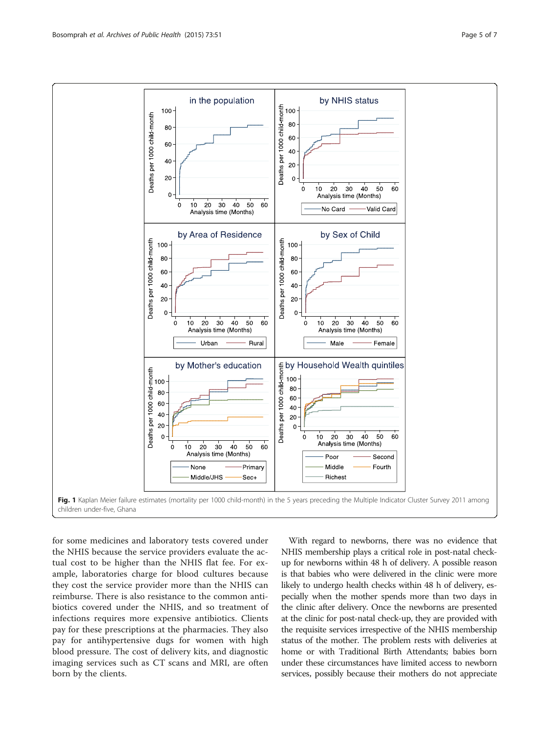**Fig. 1** Kaplan Meier failure estimates (mortality per 1000 child-month) in the 5 years preceding the Multiple Indicator Cluster Survey 2011 among children under-five, Ghana

for some medicines and laboratory tests covered under the NHIS because the service providers evaluate the actual cost to be higher than the NHIS flat fee. For example, laboratories charge for blood cultures because they cost the service provider more than the NHIS can reimburse. There is also resistance to the common antibiotics covered under the NHIS, and so treatment of infections requires more expensive antibiotics. Clients pay for these prescriptions at the pharmacies. They also pay for antihypertensive dugs for women with high blood pressure. The cost of delivery kits, and diagnostic imaging services such as CT scans and MRI, are often born by the clients.

With regard to newborns, there was no evidence that NHIS membership plays a critical role in post-natal check-up for newborns within 48 h of delivery. A possible reason is that babies who were delivered in the clinic were more likely to undergo health checks within 48 h of delivery, especially when the mother spends more than two days in the clinic after delivery. Once the newborns are presented at the clinic for post-natal check-up, they are provided with the requisite services irrespective of the NHIS membership status of the mother. The problem rests with deliveries at home or with Traditional Birth Attendants; babies born under these circumstances have limited access to newborn services, possibly because their mothers do not appreciate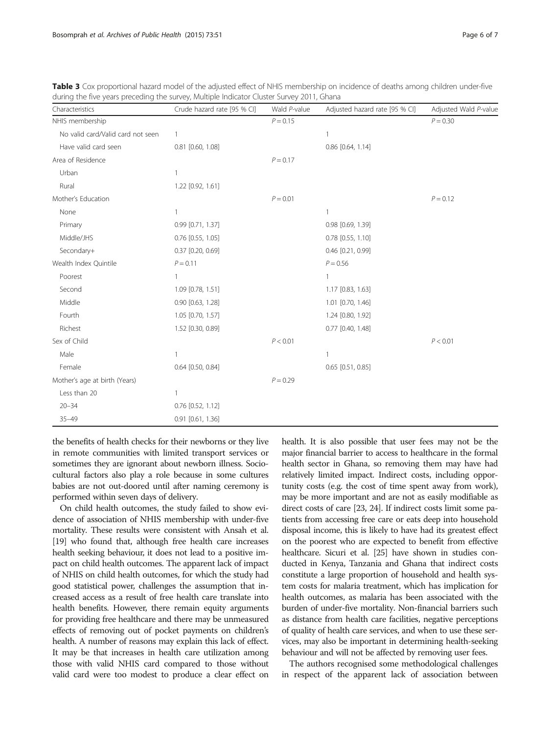**Table 3** Cox proportional hazard model of the adjusted effect of NHIS membership on incidence of deaths among children under-five during the five years preceding the survey, Multiple Indicator Cluster Survey 2011, Ghana

| Characteristics | Crude hazard rate [95 % CI] | Wald *P*-value | Adjusted hazard rate [95 % CI] | Adjusted Wald *P*-value |
|---|---|---|---|---|
| NHIS membership | | $P = 0.15$ | | $P = 0.30$ |
| No valid card/Valid card not seen | 1 | | 1 | |
| Have valid card seen | 0.81 [0.60, 1.08] | | 0.86 [0.64, 1.14] | |
| Area of Residence | | $P = 0.17$ | | |
| Urban | 1 | | | |
| Rural | 1.22 [0.92, 1.61] | | | |
| Mother's Education | | $P = 0.01$ | | $P = 0.12$ |
| None | 1 | | 1 | |
| Primary | 0.99 [0.71, 1.37] | | 0.98 [0.69, 1.39] | |
| Middle/JHS | 0.76 [0.55, 1.05] | | 0.78 [0.55, 1.10] | |
| Secondary+ | 0.37 [0.20, 0.69] | | 0.46 [0.21, 0.99] | |
| Wealth Index Quintile | $P = 0.11$ | | $P = 0.56$ | |
| Poorest | 1 | | 1 | |
| Second | 1.09 [0.78, 1.51] | | 1.17 [0.83, 1.63] | |
| Middle | 0.90 [0.63, 1.28] | | 1.01 [0.70, 1.46] | |
| Fourth | 1.05 [0.70, 1.57] | | 1.24 [0.80, 1.92] | |
| Richest | 1.52 [0.30, 0.89] | | 0.77 [0.40, 1.48] | |
| Sex of Child | | $P < 0.01$ | | $P < 0.01$ |
| Male | 1 | | 1 | |
| Female | 0.64 [0.50, 0.84] | | 0.65 [0.51, 0.85] | |
| Mother's age at birth (Years) | | $P = 0.29$ | | |
| Less than 20 | 1 | | | |
| 20–34 | 0.76 [0.52, 1.12] | | | |
| 35–49 | 0.91 [0.61, 1.36] | | | |

the benefits of health checks for their newborns or they live in remote communities with limited transport services or sometimes they are ignorant about newborn illness. Sociocultural factors also play a role because in some cultures babies are not out-doored until after naming ceremony is performed within seven days of delivery.

On child health outcomes, the study failed to show evidence of association of NHIS membership with under-five mortality. These results were consistent with Ansah et al. [19] who found that, although free health care increases health seeking behaviour, it does not lead to a positive impact on child health outcomes. The apparent lack of impact of NHIS on child health outcomes, for which the study had good statistical power, challenges the assumption that increased access as a result of free health care translate into health benefits. However, there remain equity arguments for providing free healthcare and there may be unmeasured effects of removing out of pocket payments on children's health. A number of reasons may explain this lack of effect. It may be that increases in health care utilization among those with valid NHIS card compared to those without valid card were too modest to produce a clear effect on health. It is also possible that user fees may not be the major financial barrier to access to healthcare in the formal health sector in Ghana, so removing them may have had relatively limited impact. Indirect costs, including opportunity costs (e.g. the cost of time spent away from work), may be more important and are not as easily modifiable as direct costs of care [23, 24]. If indirect costs limit some patients from accessing free care or eats deep into household disposal income, this is likely to have had its greatest effect on the poorest who are expected to benefit from effective healthcare. Sicuri et al. [25] have shown in studies conducted in Kenya, Tanzania and Ghana that indirect costs constitute a large proportion of household and health system costs for malaria treatment, which has implication for health outcomes, as malaria has been associated with the burden of under-five mortality. Non-financial barriers such as distance from health care facilities, negative perceptions of quality of health care services, and when to use these services, may also be important in determining health-seeking behaviour and will not be affected by removing user fees.

The authors recognised some methodological challenges in respect of the apparent lack of association between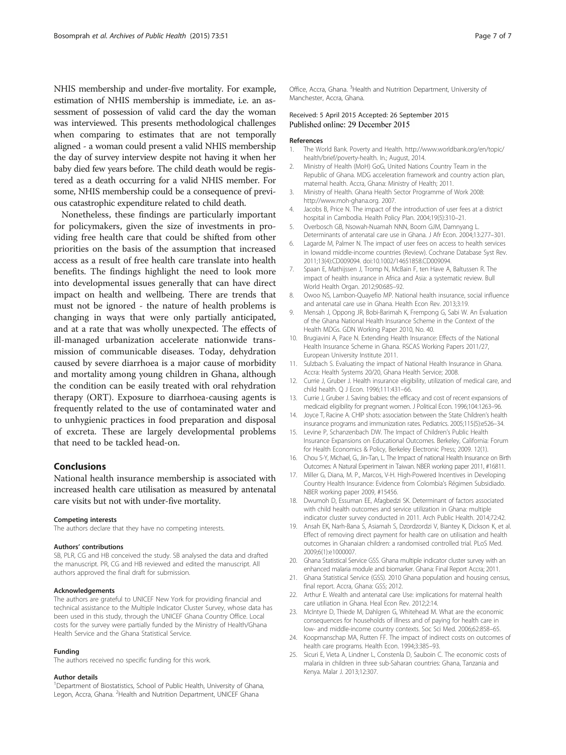NHIS membership and under-five mortality. For example, estimation of NHIS membership is immediate, i.e. an assessment of possession of valid card the day the woman was interviewed. This presents methodological challenges when comparing to estimates that are not temporally aligned - a woman could present a valid NHIS membership the day of survey interview despite not having it when her baby died few years before. The child death would be registered as a death occurring for a valid NHIS member. For some, NHIS membership could be a consequence of previous catastrophic expenditure related to child death.

Nonetheless, these findings are particularly important for policymakers, given the size of investments in providing free health care that could be shifted from other priorities on the basis of the assumption that increased access as a result of free health care translate into health benefits. The findings highlight the need to look more into developmental issues generally that can have direct impact on health and wellbeing. There are trends that must not be ignored - the nature of health problems is changing in ways that were only partially anticipated, and at a rate that was wholly unexpected. The effects of ill-managed urbanization accelerate nationwide transmission of communicable diseases. Today, dehydration caused by severe diarrhoea is a major cause of morbidity and mortality among young children in Ghana, although the condition can be easily treated with oral rehydration therapy (ORT). Exposure to diarrhoea-causing agents is frequently related to the use of contaminated water and to unhygienic practices in food preparation and disposal of excreta. These are largely developmental problems that need to be tackled head-on.

## Conclusions

National health insurance membership is associated with increased health care utilisation as measured by antenatal care visits but not with under-five mortality.

#### Competing interests

The authors declare that they have no competing interests.

#### Authors' contributions

SB, PLR, CG and HB conceived the study. SB analysed the data and drafted the manuscript. PR, CG and HB reviewed and edited the manuscript. All authors approved the final draft for submission.

#### Acknowledgements

The authors are grateful to UNICEF New York for providing financial and technical assistance to the Multiple Indicator Cluster Survey, whose data has been used in this study, through the UNICEF Ghana Country Office. Local costs for the survey were partially funded by the Ministry of Health/Ghana Health Service and the Ghana Statistical Service.

#### Funding

The authors received no specific funding for this work.

#### Author details

[1]Department of Biostatistics, School of Public Health, University of Ghana, Legon, Accra, Ghana. [2]Health and Nutrition Department, UNICEF Ghana Office, Accra, Ghana. [3]Health and Nutrition Department, University of Manchester, Accra, Ghana.

Received: 5 April 2015 Accepted: 26 September 2015
Published online: 29 December 2015

#### References

1. The World Bank. Poverty and Health. http://www.worldbank.org/en/topic/health/brief/poverty-health. In.; August, 2014.
2. Ministry of Health (MoH) GoG, United Nations Country Team in the Republic of Ghana. MDG acceleration framework and country action plan, maternal health. Accra, Ghana: Ministry of Health; 2011.
3. Ministry of Health. Ghana Health Sector Programme of Work 2008: http://www.moh-ghana.org. 2007.
4. Jacobs B, Price N. The impact of the introduction of user fees at a district hospital in Cambodia. Health Policy Plan. 2004;19(5):310–21.
5. Overbosch GB, Nsowah-Nuamah NNN, Boom GJM, Damnyang L. Determinants of antenatal care use in Ghana. J Afr Econ. 2004;13:277–301.
6. Lagarde M, Palmer N. The impact of user fees on access to health services in lowand middle-income countries (Review). Cochrane Database Syst Rev. 2011;13(4):CD009094. doi:10.1002/14651858.CD009094.
7. Spaan E, Mathijssen J, Tromp N, McBain F, ten Have A, Baltussen R. The impact of health insurance in Africa and Asia: a systematic review. Bull World Health Organ. 2012;90:685–92.
8. Owoo NS, Lambon-Quayefio MP. National health insurance, social influence and antenatal care use in Ghana. Health Econ Rev. 2013;3:19.
9. Mensah J, Oppong JR, Bobi-Barimah K, Frempong G, Sabi W. An Evaluation of the Ghana National Health Insurance Scheme in the Context of the Health MDGs. GDN Working Paper 2010, No. 40.
10. Brugiavini A, Pace N. Extending Health Insurance: Effects of the National Health Insurance Scheme in Ghana. RSCAS Working Papers 2011/27, European University Institute 2011.
11. Sulzbach S. Evaluating the impact of National Health Insurance in Ghana. Accra: Health Systems 20/20, Ghana Health Service; 2008.
12. Currie J, Gruber J. Health insurance eligibility, utilization of medical care, and child health. Q J Econ. 1996;111:431–66.
13. Currie J, Gruber J. Saving babies: the efficacy and cost of recent expansions of medicaid eligibility for pregnant women. J Political Econ. 1996;104:1263–96.
14. Joyce T, Racine A. CHIP shots: association between the State Children's health insurance programs and immunization rates. Pediatrics. 2005;115(5):e526–34.
15. Levine P, Schanzenbach DW. The Impact of Children's Public Health Insurance Expansions on Educational Outcomes. Berkeley, California: Forum for Health Economics & Policy, Berkeley Electronic Press; 2009. 12(1).
16. Chou S-Y, Michael, G., Jin-Tan, L. The Impact of national Health Insurance on Birth Outcomes: A Natural Experiment in Taiwan. NBER working paper 2011, #16811.
17. Miller G, Diana, M. P., Marcos, V-H. High-Powered Incentives in Developing Country Health Insurance: Evidence from Colombia's Régimen Subsidiado. NBER working paper 2009, #15456.
18. Dwumoh D, Essuman EE, Afagbedzi SK. Determinant of factors associated with child health outcomes and service utilization in Ghana: multiple indicator cluster survey conducted in 2011. Arch Public Health. 2014;72:42.
19. Ansah EK, Narh-Bana S, Asiamah S, Dzordzordzi V, Biantey K, Dickson K, et al. Effect of removing direct payment for health care on utilisation and health outcomes in Ghanaian children: a randomised controlled trial. PLoS Med. 2009;6(1):e1000007.
20. Ghana Statistical Service GSS. Ghana multiple indicator cluster survey with an enhanced malaria module and biomarker. Ghana: Final Report Accra; 2011.
21. Ghana Statistical Service (GSS). 2010 Ghana population and housing census, final report. Accra, Ghana: GSS; 2012.
22. Arthur E. Wealth and antenatal care Use: implications for maternal health care utiliation in Ghana. Heal Econ Rev. 2012;2:14.
23. McIntyre D, Thiede M, Dahlgren G, Whitehead M. What are the economic consequences for households of illness and of paying for health care in low- and middle-income country contexts. Soc Sci Med. 2006;62:858–65.
24. Koopmanschap MA, Rutten FF. The impact of indirect costs on outcomes of health care programs. Health Econ. 1994;3:385–93.
25. Sicuri E, Vieta A, Lindner L, Constenla D, Sauboin C. The economic costs of malaria in children in three sub-Saharan countries: Ghana, Tanzania and Kenya. Malar J. 2013;12:307.